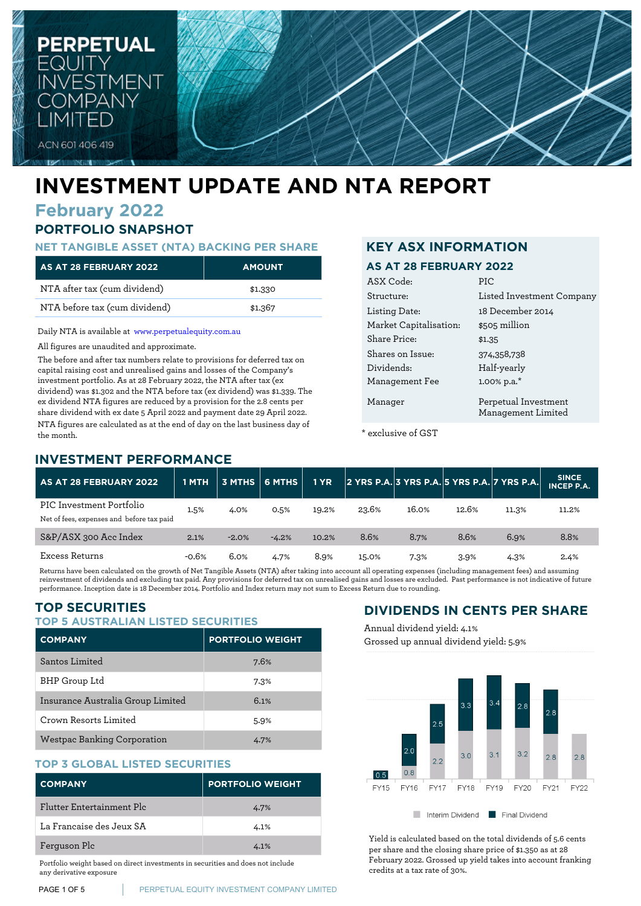# PERPETUAL EQUITY INVESTMENT COMPANY LIMITED

ACN 601 406 419

# INVESTMENT UPDATE AND NTA REPORT

## February 2022

## PORTFOLIO SNAPSHOT

### NET TANGIBLE ASSET (NTA) BACKING PER SHARE

| AS AT 28 FEBRUARY 2022 | AMOUNT |
|---|---|
| NTA after tax (cum dividend) | $1.330 |
| NTA before tax (cum dividend) | $1.367 |

Daily NTA is available at www.perpetualequity.com.au

All figures are unaudited and approximate.

The before and after tax numbers relate to provisions for deferred tax on capital raising cost and unrealised gains and losses of the Company's investment portfolio. As at 28 February 2022, the NTA after tax (ex dividend) was $1.302 and the NTA before tax (ex dividend) was $1.339. The ex dividend NTA figures are reduced by a provision for the 2.8 cents per share dividend with ex date 5 April 2022 and payment date 29 April 2022. NTA figures are calculated as at the end of day on the last business day of the month.

## KEY ASX INFORMATION

### AS AT 28 FEBRUARY 2022

| | |
|---|---|
| ASX Code: | PIC |
| Structure: | Listed Investment Company |
| Listing Date: | 18 December 2014 |
| Market Capitalisation: | $505 million |
| Share Price: | $1.35 |
| Shares on Issue: | 374,358,738 |
| Dividends: | Half-yearly |
| Management Fee | 1.00% p.a.* |
| Manager | Perpetual Investment Management Limited |

\* exclusive of GST

## INVESTMENT PERFORMANCE

| AS AT 28 FEBRUARY 2022 | 1 MTH | 3 MTHS | 6 MTHS | 1 YR | 2 YRS P.A. | 3 YRS P.A. | 5 YRS P.A. | 7 YRS P.A. | SINCE INCEP P.A. |
|---|---|---|---|---|---|---|---|---|---|
| PIC Investment Portfolio<br>Net of fees, expenses and before tax paid | 1.5% | 4.0% | 0.5% | 19.2% | 23.6% | 16.0% | 12.6% | 11.3% | 11.2% |
| S&P/ASX 300 Acc Index | 2.1% | -2.0% | -4.2% | 10.2% | 8.6% | 8.7% | 8.6% | 6.9% | 8.8% |
| Excess Returns | -0.6% | 6.0% | 4.7% | 8.9% | 15.0% | 7.3% | 3.9% | 4.3% | 2.4% |

Returns have been calculated on the growth of Net Tangible Assets (NTA) after taking into account all operating expenses (including management fees) and assuming reinvestment of dividends and excluding tax paid. Any provisions for deferred tax on unrealised gains and losses are excluded. Past performance is not indicative of future performance. Inception date is 18 December 2014. Portfolio and Index return may not sum to Excess Return due to rounding.

## TOP SECURITIES

### TOP 5 AUSTRALIAN LISTED SECURITIES

| COMPANY | PORTFOLIO WEIGHT |
|---|---|
| Santos Limited | 7.6% |
| BHP Group Ltd | 7.3% |
| Insurance Australia Group Limited | 6.1% |
| Crown Resorts Limited | 5.9% |
| Westpac Banking Corporation | 4.7% |

### TOP 3 GLOBAL LISTED SECURITIES

| COMPANY | PORTFOLIO WEIGHT |
|---|---|
| Flutter Entertainment Plc | 4.7% |
| La Francaise des Jeux SA | 4.1% |
| Ferguson Plc | 4.1% |

Portfolio weight based on direct investments in securities and does not include any derivative exposure

## DIVIDENDS IN CENTS PER SHARE

Annual dividend yield: 4.1%

Grossed up annual dividend yield: 5.9%

| | FY15 | FY16 | FY17 | FY18 | FY19 | FY20 | FY21 | FY22 |
|---|---|---|---|---|---|---|---|---|
| Interim Dividend | | 0.8 | 2.2 | 3.0 | 3.1 | 3.2 | 2.8 | 2.8 |
| Final Dividend | 0.5 | 2.0 | 2.5 | 3.3 | 3.4 | 2.8 | 2.8 | |

Yield is calculated based on the total dividends of 5.6 cents per share and the closing share price of $1.350 as at 28 February 2022. Grossed up yield takes into account franking credits at a tax rate of 30%.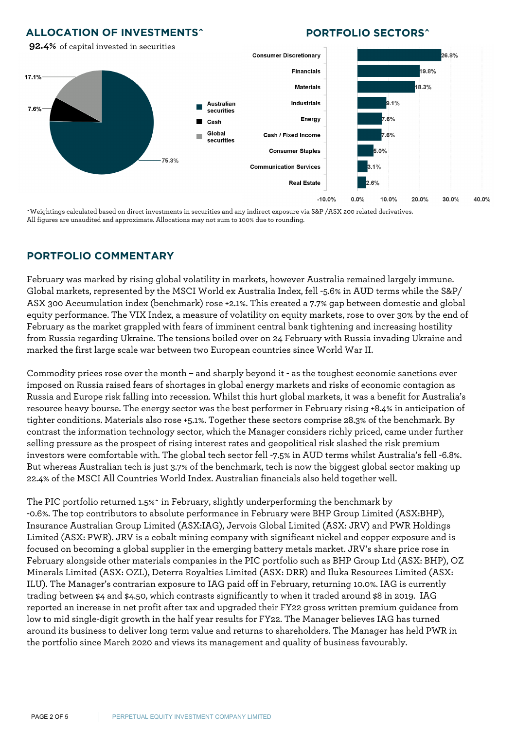## ALLOCATION OF INVESTMENTS^

**92.4%** of capital invested in securities

| Allocation | % |
|---|---|
| Australian securities | 75.3% |
| Cash | 7.6% |
| Global securities | 17.1% |

## PORTFOLIO SECTORS^

| Sector | % |
|---|---|
| Consumer Discretionary | 26.8% |
| Financials | 19.8% |
| Materials | 18.3% |
| Industrials | 9.1% |
| Energy | 7.6% |
| Cash / Fixed Income | 7.6% |
| Consumer Staples | 5.0% |
| Communication Services | 3.1% |
| Real Estate | 2.6% |

^Weightings calculated based on direct investments in securities and any indirect exposure via S&P /ASX 200 related derivatives. All figures are unaudited and approximate. Allocations may not sum to 100% due to rounding.

## PORTFOLIO COMMENTARY

February was marked by rising global volatility in markets, however Australia remained largely immune. Global markets, represented by the MSCI World ex Australia Index, fell -5.6% in AUD terms while the S&P/ ASX 300 Accumulation index (benchmark) rose +2.1%. This created a 7.7% gap between domestic and global equity performance. The VIX Index, a measure of volatility on equity markets, rose to over 30% by the end of February as the market grappled with fears of imminent central bank tightening and increasing hostility from Russia regarding Ukraine. The tensions boiled over on 24 February with Russia invading Ukraine and marked the first large scale war between two European countries since World War II.

Commodity prices rose over the month – and sharply beyond it - as the toughest economic sanctions ever imposed on Russia raised fears of shortages in global energy markets and risks of economic contagion as Russia and Europe risk falling into recession. Whilst this hurt global markets, it was a benefit for Australia's resource heavy bourse. The energy sector was the best performer in February rising +8.4% in anticipation of tighter conditions. Materials also rose +5.1%. Together these sectors comprise 28.3% of the benchmark. By contrast the information technology sector, which the Manager considers richly priced, came under further selling pressure as the prospect of rising interest rates and geopolitical risk slashed the risk premium investors were comfortable with. The global tech sector fell -7.5% in AUD terms whilst Australia's fell -6.8%. But whereas Australian tech is just 3.7% of the benchmark, tech is now the biggest global sector making up 22.4% of the MSCI All Countries World Index. Australian financials also held together well.

The PIC portfolio returned 1.5%^ in February, slightly underperforming the benchmark by -0.6%. The top contributors to absolute performance in February were BHP Group Limited (ASX:BHP), Insurance Australian Group Limited (ASX:IAG), Jervois Global Limited (ASX: JRV) and PWR Holdings Limited (ASX: PWR). JRV is a cobalt mining company with significant nickel and copper exposure and is focused on becoming a global supplier in the emerging battery metals market. JRV's share price rose in February alongside other materials companies in the PIC portfolio such as BHP Group Ltd (ASX: BHP), OZ Minerals Limited (ASX: OZL), Deterra Royalties Limited (ASX: DRR) and Iluka Resources Limited (ASX: ILU). The Manager's contrarian exposure to IAG paid off in February, returning 10.0%. IAG is currently trading between $4 and $4.50, which contrasts significantly to when it traded around $8 in 2019. IAG reported an increase in net profit after tax and upgraded their FY22 gross written premium guidance from low to mid single-digit growth in the half year results for FY22. The Manager believes IAG has turned around its business to deliver long term value and returns to shareholders. The Manager has held PWR in the portfolio since March 2020 and views its management and quality of business favourably.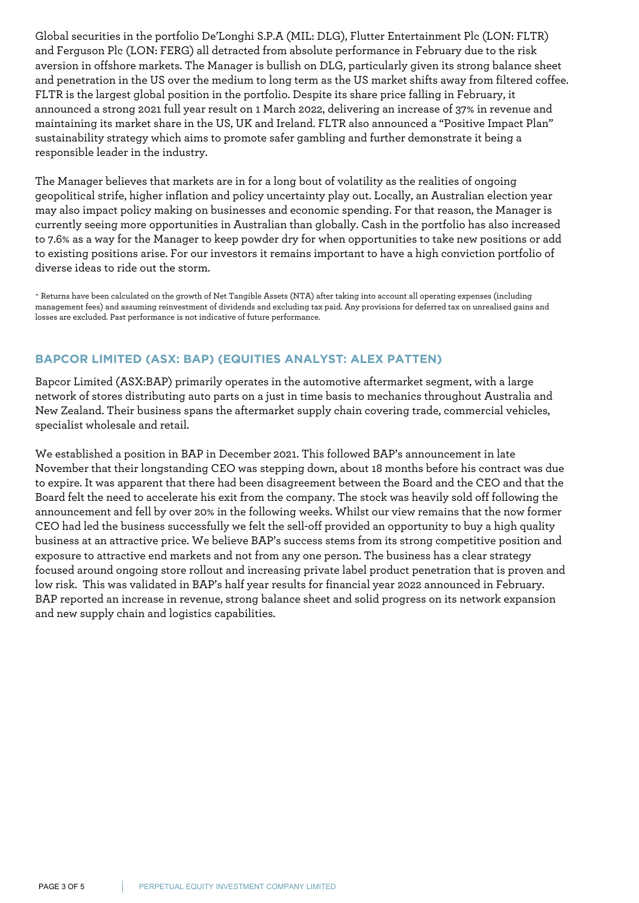Global securities in the portfolio De'Longhi S.P.A (MIL: DLG), Flutter Entertainment Plc (LON: FLTR) and Ferguson Plc (LON: FERG) all detracted from absolute performance in February due to the risk aversion in offshore markets. The Manager is bullish on DLG, particularly given its strong balance sheet and penetration in the US over the medium to long term as the US market shifts away from filtered coffee. FLTR is the largest global position in the portfolio. Despite its share price falling in February, it announced a strong 2021 full year result on 1 March 2022, delivering an increase of 37% in revenue and maintaining its market share in the US, UK and Ireland. FLTR also announced a "Positive Impact Plan" sustainability strategy which aims to promote safer gambling and further demonstrate it being a responsible leader in the industry.

The Manager believes that markets are in for a long bout of volatility as the realities of ongoing geopolitical strife, higher inflation and policy uncertainty play out. Locally, an Australian election year may also impact policy making on businesses and economic spending. For that reason, the Manager is currently seeing more opportunities in Australian than globally. Cash in the portfolio has also increased to 7.6% as a way for the Manager to keep powder dry for when opportunities to take new positions or add to existing positions arise. For our investors it remains important to have a high conviction portfolio of diverse ideas to ride out the storm.

^ Returns have been calculated on the growth of Net Tangible Assets (NTA) after taking into account all operating expenses (including management fees) and assuming reinvestment of dividends and excluding tax paid. Any provisions for deferred tax on unrealised gains and losses are excluded. Past performance is not indicative of future performance.

## BAPCOR LIMITED (ASX: BAP) (EQUITIES ANALYST: ALEX PATTEN)

Bapcor Limited (ASX:BAP) primarily operates in the automotive aftermarket segment, with a large network of stores distributing auto parts on a just in time basis to mechanics throughout Australia and New Zealand. Their business spans the aftermarket supply chain covering trade, commercial vehicles, specialist wholesale and retail.

We established a position in BAP in December 2021. This followed BAP's announcement in late November that their longstanding CEO was stepping down, about 18 months before his contract was due to expire. It was apparent that there had been disagreement between the Board and the CEO and that the Board felt the need to accelerate his exit from the company. The stock was heavily sold off following the announcement and fell by over 20% in the following weeks. Whilst our view remains that the now former CEO had led the business successfully we felt the sell-off provided an opportunity to buy a high quality business at an attractive price. We believe BAP's success stems from its strong competitive position and exposure to attractive end markets and not from any one person. The business has a clear strategy focused around ongoing store rollout and increasing private label product penetration that is proven and low risk. This was validated in BAP's half year results for financial year 2022 announced in February. BAP reported an increase in revenue, strong balance sheet and solid progress on its network expansion and new supply chain and logistics capabilities.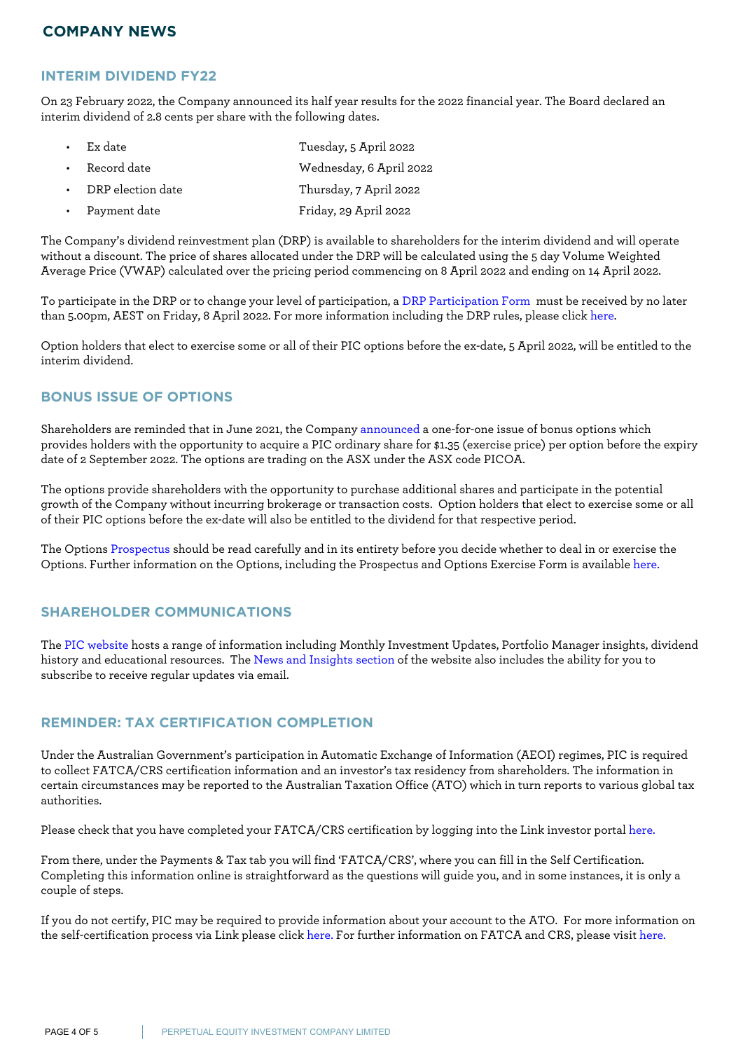# COMPANY NEWS

## INTERIM DIVIDEND FY22

On 23 February 2022, the Company announced its half year results for the 2022 financial year. The Board declared an interim dividend of 2.8 cents per share with the following dates.

- Ex date — Tuesday, 5 April 2022
- Record date — Wednesday, 6 April 2022
- DRP election date — Thursday, 7 April 2022
- Payment date — Friday, 29 April 2022

The Company's dividend reinvestment plan (DRP) is available to shareholders for the interim dividend and will operate without a discount. The price of shares allocated under the DRP will be calculated using the 5 day Volume Weighted Average Price (VWAP) calculated over the pricing period commencing on 8 April 2022 and ending on 14 April 2022.

To participate in the DRP or to change your level of participation, a DRP Participation Form must be received by no later than 5.00pm, AEST on Friday, 8 April 2022. For more information including the DRP rules, please click here.

Option holders that elect to exercise some or all of their PIC options before the ex-date, 5 April 2022, will be entitled to the interim dividend.

## BONUS ISSUE OF OPTIONS

Shareholders are reminded that in June 2021, the Company announced a one-for-one issue of bonus options which provides holders with the opportunity to acquire a PIC ordinary share for $1.35 (exercise price) per option before the expiry date of 2 September 2022. The options are trading on the ASX under the ASX code PICOA.

The options provide shareholders with the opportunity to purchase additional shares and participate in the potential growth of the Company without incurring brokerage or transaction costs. Option holders that elect to exercise some or all of their PIC options before the ex-date will also be entitled to the dividend for that respective period.

The Options Prospectus should be read carefully and in its entirety before you decide whether to deal in or exercise the Options. Further information on the Options, including the Prospectus and Options Exercise Form is available here.

## SHAREHOLDER COMMUNICATIONS

The PIC website hosts a range of information including Monthly Investment Updates, Portfolio Manager insights, dividend history and educational resources. The News and Insights section of the website also includes the ability for you to subscribe to receive regular updates via email.

## REMINDER: TAX CERTIFICATION COMPLETION

Under the Australian Government's participation in Automatic Exchange of Information (AEOI) regimes, PIC is required to collect FATCA/CRS certification information and an investor's tax residency from shareholders. The information in certain circumstances may be reported to the Australian Taxation Office (ATO) which in turn reports to various global tax authorities.

Please check that you have completed your FATCA/CRS certification by logging into the Link investor portal here.

From there, under the Payments & Tax tab you will find 'FATCA/CRS', where you can fill in the Self Certification. Completing this information online is straightforward as the questions will guide you, and in some instances, it is only a couple of steps.

If you do not certify, PIC may be required to provide information about your account to the ATO. For more information on the self-certification process via Link please click here. For further information on FATCA and CRS, please visit here.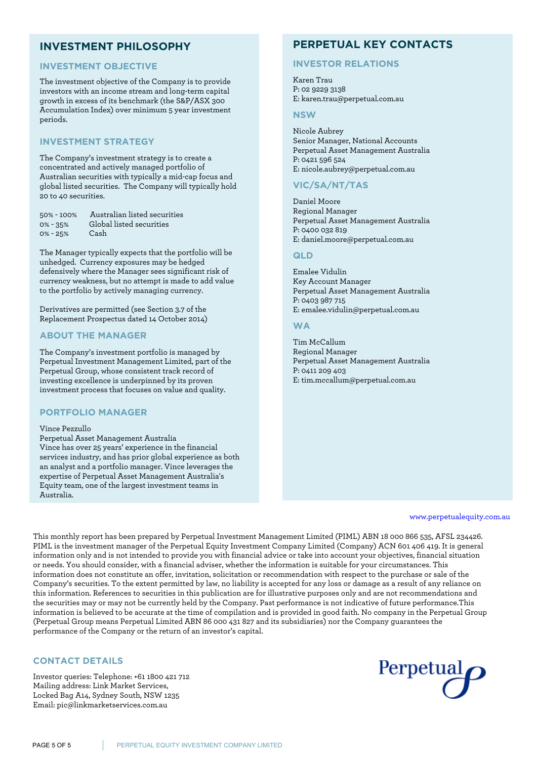## INVESTMENT PHILOSOPHY

### INVESTMENT OBJECTIVE

The investment objective of the Company is to provide investors with an income stream and long-term capital growth in excess of its benchmark (the S&P/ASX 300 Accumulation Index) over minimum 5 year investment periods.

### INVESTMENT STRATEGY

The Company's investment strategy is to create a concentrated and actively managed portfolio of Australian securities with typically a mid-cap focus and global listed securities. The Company will typically hold 20 to 40 securities.

| | |
|---|---|
| 50% - 100% | Australian listed securities |
| 0% - 35% | Global listed securities |
| 0% - 25% | Cash |

The Manager typically expects that the portfolio will be unhedged. Currency exposures may be hedged defensively where the Manager sees significant risk of currency weakness, but no attempt is made to add value to the portfolio by actively managing currency.

Derivatives are permitted (see Section 3.7 of the Replacement Prospectus dated 14 October 2014)

### ABOUT THE MANAGER

The Company's investment portfolio is managed by Perpetual Investment Management Limited, part of the Perpetual Group, whose consistent track record of investing excellence is underpinned by its proven investment process that focuses on value and quality.

### PORTFOLIO MANAGER

Vince Pezzullo
Perpetual Asset Management Australia
Vince has over 25 years' experience in the financial services industry, and has prior global experience as both an analyst and a portfolio manager. Vince leverages the expertise of Perpetual Asset Management Australia's Equity team, one of the largest investment teams in Australia.

## PERPETUAL KEY CONTACTS

### INVESTOR RELATIONS

Karen Trau
P: 02 9229 3138
E: karen.trau@perpetual.com.au

### NSW

Nicole Aubrey
Senior Manager, National Accounts
Perpetual Asset Management Australia
P: 0421 596 524
E: nicole.aubrey@perpetual.com.au

### VIC/SA/NT/TAS

Daniel Moore
Regional Manager
Perpetual Asset Management Australia
P: 0400 032 819
E: daniel.moore@perpetual.com.au

### QLD

Emalee Vidulin
Key Account Manager
Perpetual Asset Management Australia
P: 0403 987 715
E: emalee.vidulin@perpetual.com.au

### WA

Tim McCallum
Regional Manager
Perpetual Asset Management Australia
P: 0411 209 403
E: tim.mccallum@perpetual.com.au

www.perpetualequity.com.au

This monthly report has been prepared by Perpetual Investment Management Limited (PIML) ABN 18 000 866 535, AFSL 234426. PIML is the investment manager of the Perpetual Equity Investment Company Limited (Company) ACN 601 406 419. It is general information only and is not intended to provide you with financial advice or take into account your objectives, financial situation or needs. You should consider, with a financial adviser, whether the information is suitable for your circumstances. This information does not constitute an offer, invitation, solicitation or recommendation with respect to the purchase or sale of the Company's securities. To the extent permitted by law, no liability is accepted for any loss or damage as a result of any reliance on this information. References to securities in this publication are for illustrative purposes only and are not recommendations and the securities may or may not be currently held by the Company. Past performance is not indicative of future performance.This information is believed to be accurate at the time of compilation and is provided in good faith. No company in the Perpetual Group (Perpetual Group means Perpetual Limited ABN 86 000 431 827 and its subsidiaries) nor the Company guarantees the performance of the Company or the return of an investor's capital.

### CONTACT DETAILS

Investor queries: Telephone: +61 1800 421 712
Mailing address: Link Market Services,
Locked Bag A14, Sydney South, NSW 1235
Email: pic@linkmarketservices.com.au